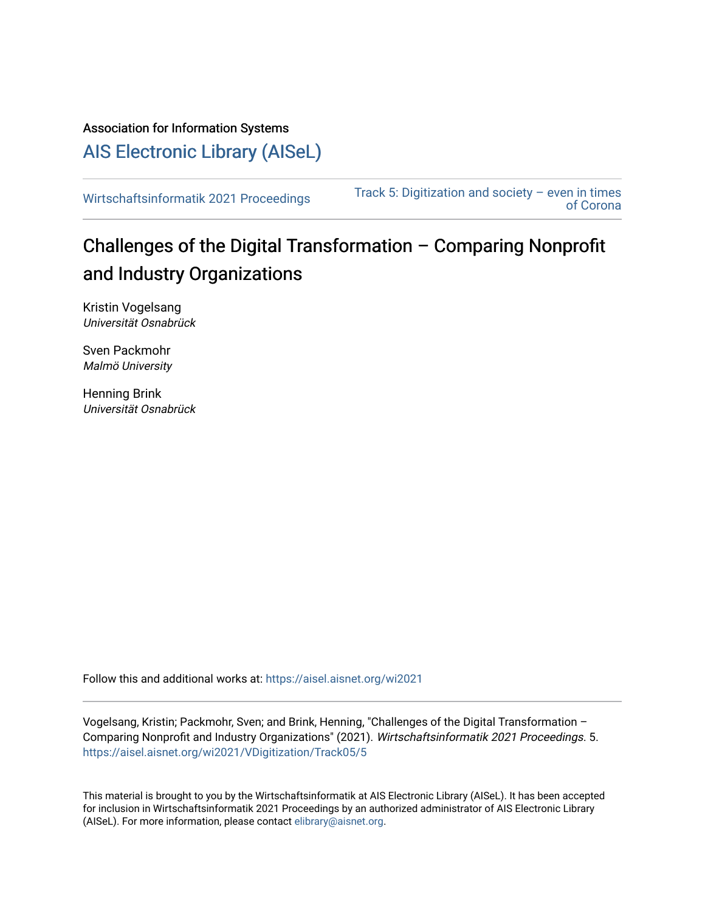Association for Information Systems

## AIS Electronic Library (AISeL)

Wirtschaftsinformatik 2021 Proceedings

Track 5: Digitization and society – even in times of Corona

# Challenges of the Digital Transformation – Comparing Nonprofit and Industry Organizations

Kristin Vogelsang
*Universität Osnabrück*

Sven Packmohr
*Malmö University*

Henning Brink
*Universität Osnabrück*

Follow this and additional works at: https://aisel.aisnet.org/wi2021

Vogelsang, Kristin; Packmohr, Sven; and Brink, Henning, "Challenges of the Digital Transformation – Comparing Nonprofit and Industry Organizations" (2021). *Wirtschaftsinformatik 2021 Proceedings*. 5. https://aisel.aisnet.org/wi2021/VDigitization/Track05/5

This material is brought to you by the Wirtschaftsinformatik at AIS Electronic Library (AISeL). It has been accepted for inclusion in Wirtschaftsinformatik 2021 Proceedings by an authorized administrator of AIS Electronic Library (AISeL). For more information, please contact elibrary@aisnet.org.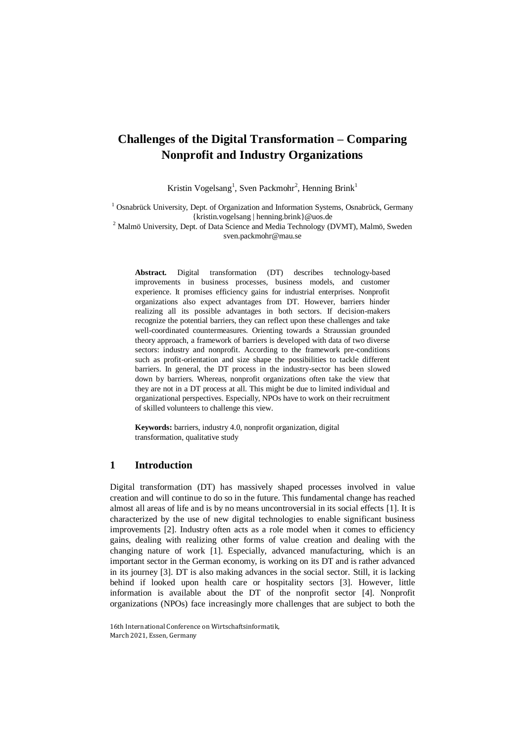# Challenges of the Digital Transformation – Comparing Nonprofit and Industry Organizations

Kristin Vogelsang[1], Sven Packmohr[2], Henning Brink[1]

[1] Osnabrück University, Dept. of Organization and Information Systems, Osnabrück, Germany
{kristin.vogelsang | henning.brink}@uos.de
[2] Malmö University, Dept. of Data Science and Media Technology (DVMT), Malmö, Sweden
sven.packmohr@mau.se

**Abstract.** Digital transformation (DT) describes technology-based improvements in business processes, business models, and customer experience. It promises efficiency gains for industrial enterprises. Nonprofit organizations also expect advantages from DT. However, barriers hinder realizing all its possible advantages in both sectors. If decision-makers recognize the potential barriers, they can reflect upon these challenges and take well-coordinated countermeasures. Orienting towards a Straussian grounded theory approach, a framework of barriers is developed with data of two diverse sectors: industry and nonprofit. According to the framework pre-conditions such as profit-orientation and size shape the possibilities to tackle different barriers. In general, the DT process in the industry-sector has been slowed down by barriers. Whereas, nonprofit organizations often take the view that they are not in a DT process at all. This might be due to limited individual and organizational perspectives. Especially, NPOs have to work on their recruitment of skilled volunteers to challenge this view.

**Keywords:** barriers, industry 4.0, nonprofit organization, digital transformation, qualitative study

## 1 Introduction

Digital transformation (DT) has massively shaped processes involved in value creation and will continue to do so in the future. This fundamental change has reached almost all areas of life and is by no means uncontroversial in its social effects [1]. It is characterized by the use of new digital technologies to enable significant business improvements [2]. Industry often acts as a role model when it comes to efficiency gains, dealing with realizing other forms of value creation and dealing with the changing nature of work [1]. Especially, advanced manufacturing, which is an important sector in the German economy, is working on its DT and is rather advanced in its journey [3]. DT is also making advances in the social sector. Still, it is lacking behind if looked upon health care or hospitality sectors [3]. However, little information is available about the DT of the nonprofit sector [4]. Nonprofit organizations (NPOs) face increasingly more challenges that are subject to both the

16th International Conference on Wirtschaftsinformatik,
March 2021, Essen, Germany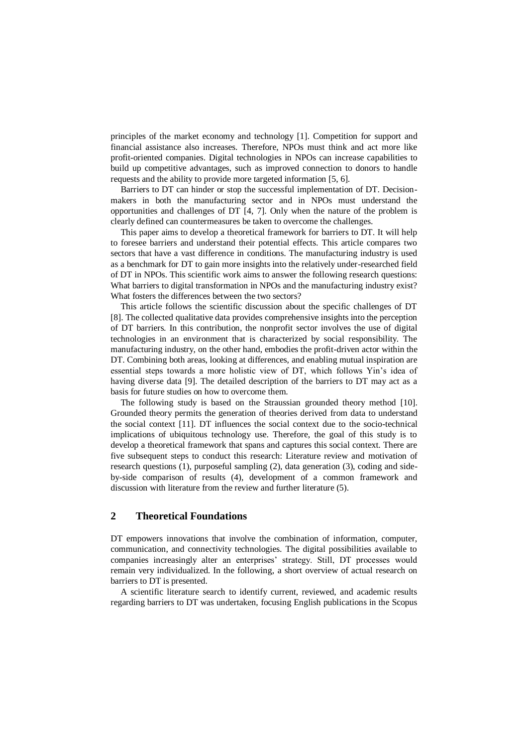principles of the market economy and technology [1]. Competition for support and financial assistance also increases. Therefore, NPOs must think and act more like profit-oriented companies. Digital technologies in NPOs can increase capabilities to build up competitive advantages, such as improved connection to donors to handle requests and the ability to provide more targeted information [5, 6].

Barriers to DT can hinder or stop the successful implementation of DT. Decision-makers in both the manufacturing sector and in NPOs must understand the opportunities and challenges of DT [4, 7]. Only when the nature of the problem is clearly defined can countermeasures be taken to overcome the challenges.

This paper aims to develop a theoretical framework for barriers to DT. It will help to foresee barriers and understand their potential effects. This article compares two sectors that have a vast difference in conditions. The manufacturing industry is used as a benchmark for DT to gain more insights into the relatively under-researched field of DT in NPOs. This scientific work aims to answer the following research questions: What barriers to digital transformation in NPOs and the manufacturing industry exist? What fosters the differences between the two sectors?

This article follows the scientific discussion about the specific challenges of DT [8]. The collected qualitative data provides comprehensive insights into the perception of DT barriers. In this contribution, the nonprofit sector involves the use of digital technologies in an environment that is characterized by social responsibility. The manufacturing industry, on the other hand, embodies the profit-driven actor within the DT. Combining both areas, looking at differences, and enabling mutual inspiration are essential steps towards a more holistic view of DT, which follows Yin's idea of having diverse data [9]. The detailed description of the barriers to DT may act as a basis for future studies on how to overcome them.

The following study is based on the Straussian grounded theory method [10]. Grounded theory permits the generation of theories derived from data to understand the social context [11]. DT influences the social context due to the socio-technical implications of ubiquitous technology use. Therefore, the goal of this study is to develop a theoretical framework that spans and captures this social context. There are five subsequent steps to conduct this research: Literature review and motivation of research questions (1), purposeful sampling (2), data generation (3), coding and side-by-side comparison of results (4), development of a common framework and discussion with literature from the review and further literature (5).

## 2 Theoretical Foundations

DT empowers innovations that involve the combination of information, computer, communication, and connectivity technologies. The digital possibilities available to companies increasingly alter an enterprises' strategy. Still, DT processes would remain very individualized. In the following, a short overview of actual research on barriers to DT is presented.

A scientific literature search to identify current, reviewed, and academic results regarding barriers to DT was undertaken, focusing English publications in the Scopus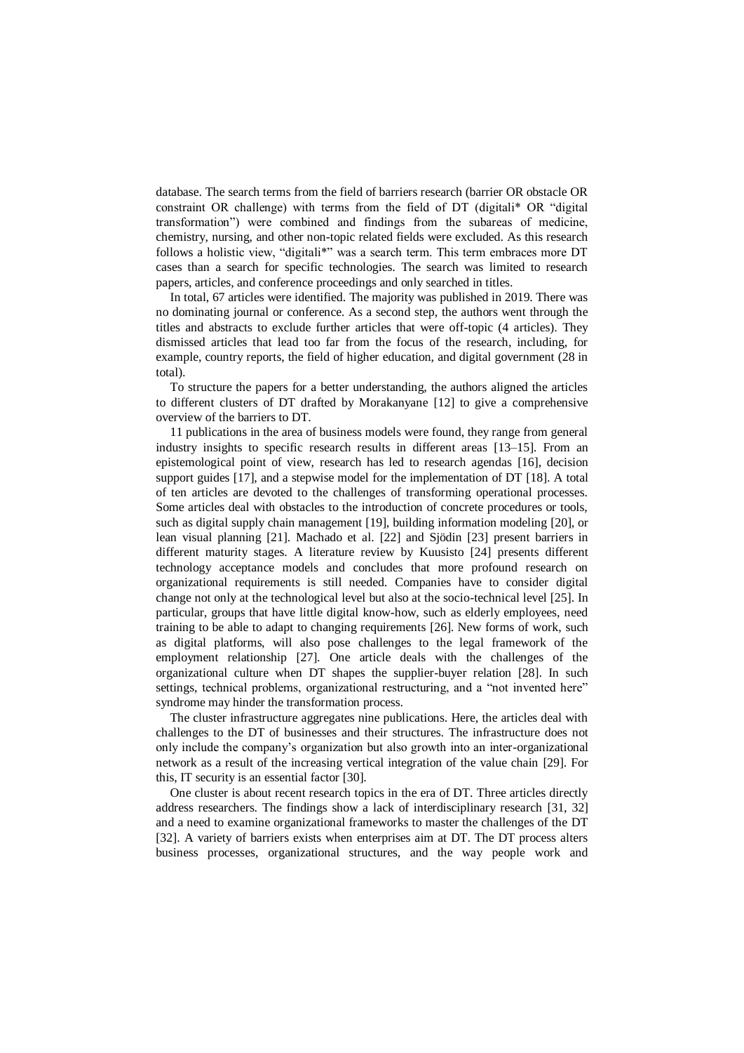database. The search terms from the field of barriers research (barrier OR obstacle OR constraint OR challenge) with terms from the field of DT (digitali* OR "digital transformation") were combined and findings from the subareas of medicine, chemistry, nursing, and other non-topic related fields were excluded. As this research follows a holistic view, "digitali*" was a search term. This term embraces more DT cases than a search for specific technologies. The search was limited to research papers, articles, and conference proceedings and only searched in titles.

In total, 67 articles were identified. The majority was published in 2019. There was no dominating journal or conference. As a second step, the authors went through the titles and abstracts to exclude further articles that were off-topic (4 articles). They dismissed articles that lead too far from the focus of the research, including, for example, country reports, the field of higher education, and digital government (28 in total).

To structure the papers for a better understanding, the authors aligned the articles to different clusters of DT drafted by Morakanyane [12] to give a comprehensive overview of the barriers to DT.

11 publications in the area of business models were found, they range from general industry insights to specific research results in different areas [13–15]. From an epistemological point of view, research has led to research agendas [16], decision support guides [17], and a stepwise model for the implementation of DT [18]. A total of ten articles are devoted to the challenges of transforming operational processes. Some articles deal with obstacles to the introduction of concrete procedures or tools, such as digital supply chain management [19], building information modeling [20], or lean visual planning [21]. Machado et al. [22] and Sjödin [23] present barriers in different maturity stages. A literature review by Kuusisto [24] presents different technology acceptance models and concludes that more profound research on organizational requirements is still needed. Companies have to consider digital change not only at the technological level but also at the socio-technical level [25]. In particular, groups that have little digital know-how, such as elderly employees, need training to be able to adapt to changing requirements [26]. New forms of work, such as digital platforms, will also pose challenges to the legal framework of the employment relationship [27]. One article deals with the challenges of the organizational culture when DT shapes the supplier-buyer relation [28]. In such settings, technical problems, organizational restructuring, and a "not invented here" syndrome may hinder the transformation process.

The cluster infrastructure aggregates nine publications. Here, the articles deal with challenges to the DT of businesses and their structures. The infrastructure does not only include the company's organization but also growth into an inter-organizational network as a result of the increasing vertical integration of the value chain [29]. For this, IT security is an essential factor [30].

One cluster is about recent research topics in the era of DT. Three articles directly address researchers. The findings show a lack of interdisciplinary research [31, 32] and a need to examine organizational frameworks to master the challenges of the DT [32]. A variety of barriers exists when enterprises aim at DT. The DT process alters business processes, organizational structures, and the way people work and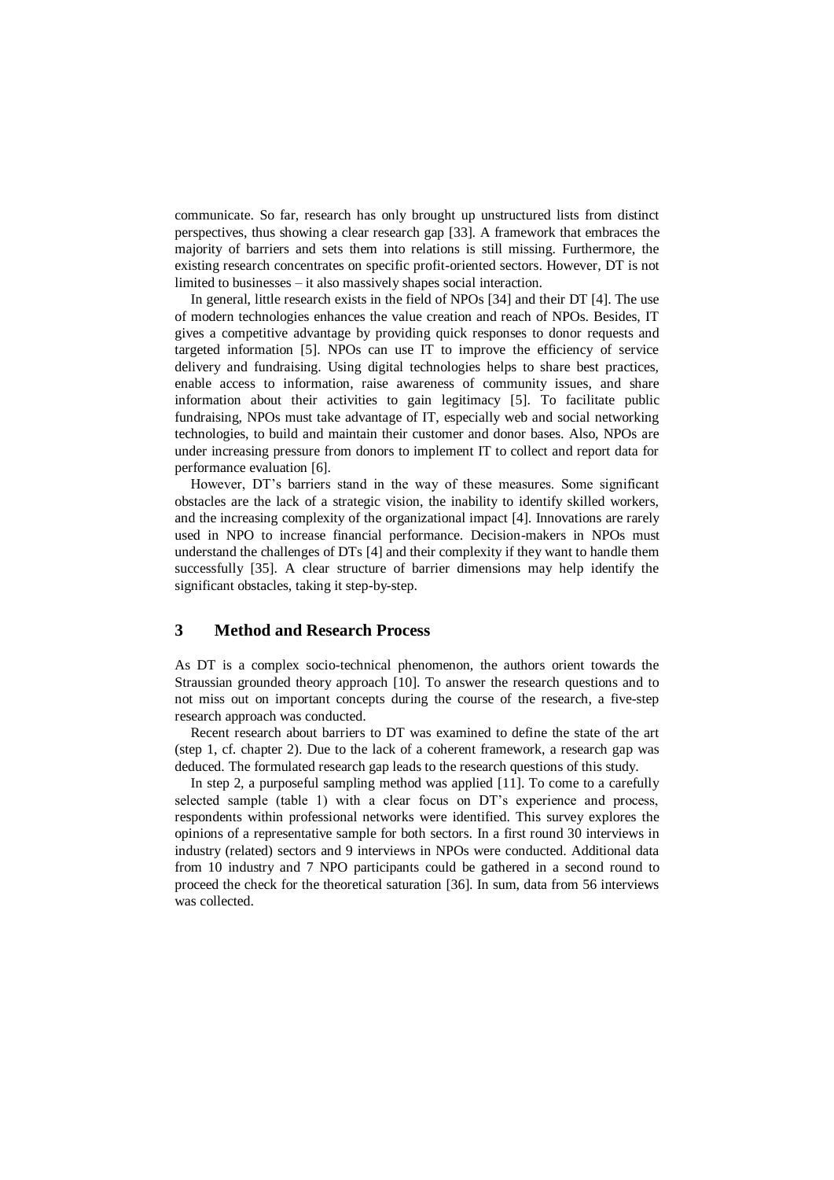communicate. So far, research has only brought up unstructured lists from distinct perspectives, thus showing a clear research gap [33]. A framework that embraces the majority of barriers and sets them into relations is still missing. Furthermore, the existing research concentrates on specific profit-oriented sectors. However, DT is not limited to businesses – it also massively shapes social interaction.

In general, little research exists in the field of NPOs [34] and their DT [4]. The use of modern technologies enhances the value creation and reach of NPOs. Besides, IT gives a competitive advantage by providing quick responses to donor requests and targeted information [5]. NPOs can use IT to improve the efficiency of service delivery and fundraising. Using digital technologies helps to share best practices, enable access to information, raise awareness of community issues, and share information about their activities to gain legitimacy [5]. To facilitate public fundraising, NPOs must take advantage of IT, especially web and social networking technologies, to build and maintain their customer and donor bases. Also, NPOs are under increasing pressure from donors to implement IT to collect and report data for performance evaluation [6].

However, DT's barriers stand in the way of these measures. Some significant obstacles are the lack of a strategic vision, the inability to identify skilled workers, and the increasing complexity of the organizational impact [4]. Innovations are rarely used in NPO to increase financial performance. Decision-makers in NPOs must understand the challenges of DTs [4] and their complexity if they want to handle them successfully [35]. A clear structure of barrier dimensions may help identify the significant obstacles, taking it step-by-step.

## 3 Method and Research Process

As DT is a complex socio-technical phenomenon, the authors orient towards the Straussian grounded theory approach [10]. To answer the research questions and to not miss out on important concepts during the course of the research, a five-step research approach was conducted.

Recent research about barriers to DT was examined to define the state of the art (step 1, cf. chapter 2). Due to the lack of a coherent framework, a research gap was deduced. The formulated research gap leads to the research questions of this study.

In step 2, a purposeful sampling method was applied [11]. To come to a carefully selected sample (table 1) with a clear focus on DT's experience and process, respondents within professional networks were identified. This survey explores the opinions of a representative sample for both sectors. In a first round 30 interviews in industry (related) sectors and 9 interviews in NPOs were conducted. Additional data from 10 industry and 7 NPO participants could be gathered in a second round to proceed the check for the theoretical saturation [36]. In sum, data from 56 interviews was collected.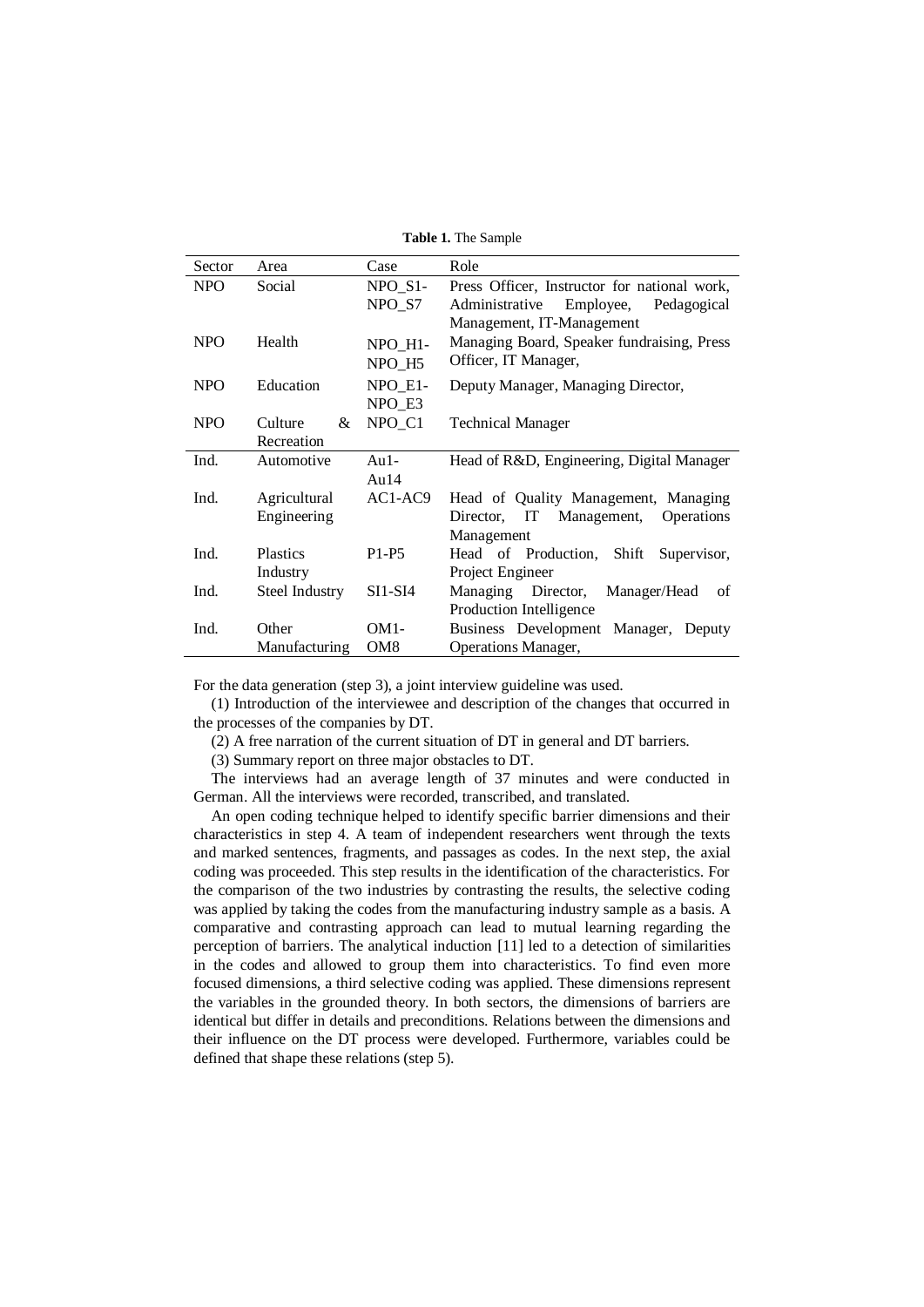**Table 1.** The Sample

| Sector | Area | Case | Role |
| --- | --- | --- | --- |
| NPO | Social | NPO_S1-NPO_S7 | Press Officer, Instructor for national work, Administrative Employee, Pedagogical Management, IT-Management |
| NPO | Health | NPO_H1-NPO_H5 | Managing Board, Speaker fundraising, Press Officer, IT Manager, |
| NPO | Education | NPO_E1-NPO_E3 | Deputy Manager, Managing Director, |
| NPO | Culture & Recreation | NPO_C1 | Technical Manager |
| Ind. | Automotive | Au1-Au14 | Head of R&D, Engineering, Digital Manager |
| Ind. | Agricultural Engineering | AC1-AC9 | Head of Quality Management, Managing Director, IT Management, Operations Management |
| Ind. | Plastics Industry | P1-P5 | Head of Production, Shift Supervisor, Project Engineer |
| Ind. | Steel Industry | SI1-SI4 | Managing Director, Manager/Head of Production Intelligence |
| Ind. | Other Manufacturing | OM1-OM8 | Business Development Manager, Deputy Operations Manager, |

For the data generation (step 3), a joint interview guideline was used.

(1) Introduction of the interviewee and description of the changes that occurred in the processes of the companies by DT.

(2) A free narration of the current situation of DT in general and DT barriers.

(3) Summary report on three major obstacles to DT.

The interviews had an average length of 37 minutes and were conducted in German. All the interviews were recorded, transcribed, and translated.

An open coding technique helped to identify specific barrier dimensions and their characteristics in step 4. A team of independent researchers went through the texts and marked sentences, fragments, and passages as codes. In the next step, the axial coding was proceeded. This step results in the identification of the characteristics. For the comparison of the two industries by contrasting the results, the selective coding was applied by taking the codes from the manufacturing industry sample as a basis. A comparative and contrasting approach can lead to mutual learning regarding the perception of barriers. The analytical induction [11] led to a detection of similarities in the codes and allowed to group them into characteristics. To find even more focused dimensions, a third selective coding was applied. These dimensions represent the variables in the grounded theory. In both sectors, the dimensions of barriers are identical but differ in details and preconditions. Relations between the dimensions and their influence on the DT process were developed. Furthermore, variables could be defined that shape these relations (step 5).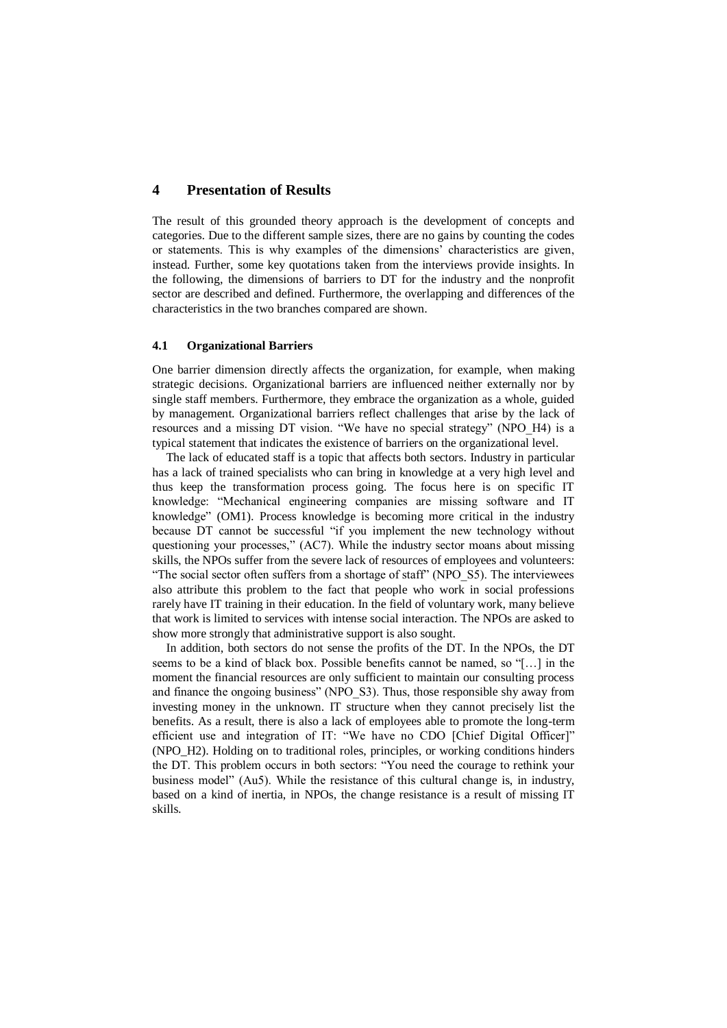# 4 Presentation of Results

The result of this grounded theory approach is the development of concepts and categories. Due to the different sample sizes, there are no gains by counting the codes or statements. This is why examples of the dimensions' characteristics are given, instead. Further, some key quotations taken from the interviews provide insights. In the following, the dimensions of barriers to DT for the industry and the nonprofit sector are described and defined. Furthermore, the overlapping and differences of the characteristics in the two branches compared are shown.

## 4.1 Organizational Barriers

One barrier dimension directly affects the organization, for example, when making strategic decisions. Organizational barriers are influenced neither externally nor by single staff members. Furthermore, they embrace the organization as a whole, guided by management. Organizational barriers reflect challenges that arise by the lack of resources and a missing DT vision. "We have no special strategy" (NPO_H4) is a typical statement that indicates the existence of barriers on the organizational level.

The lack of educated staff is a topic that affects both sectors. Industry in particular has a lack of trained specialists who can bring in knowledge at a very high level and thus keep the transformation process going. The focus here is on specific IT knowledge: "Mechanical engineering companies are missing software and IT knowledge" (OM1). Process knowledge is becoming more critical in the industry because DT cannot be successful "if you implement the new technology without questioning your processes," (AC7). While the industry sector moans about missing skills, the NPOs suffer from the severe lack of resources of employees and volunteers: "The social sector often suffers from a shortage of staff" (NPO_S5). The interviewees also attribute this problem to the fact that people who work in social professions rarely have IT training in their education. In the field of voluntary work, many believe that work is limited to services with intense social interaction. The NPOs are asked to show more strongly that administrative support is also sought.

In addition, both sectors do not sense the profits of the DT. In the NPOs, the DT seems to be a kind of black box. Possible benefits cannot be named, so "[…] in the moment the financial resources are only sufficient to maintain our consulting process and finance the ongoing business" (NPO_S3). Thus, those responsible shy away from investing money in the unknown. IT structure when they cannot precisely list the benefits. As a result, there is also a lack of employees able to promote the long-term efficient use and integration of IT: "We have no CDO [Chief Digital Officer]" (NPO_H2). Holding on to traditional roles, principles, or working conditions hinders the DT. This problem occurs in both sectors: "You need the courage to rethink your business model" (Au5). While the resistance of this cultural change is, in industry, based on a kind of inertia, in NPOs, the change resistance is a result of missing IT skills.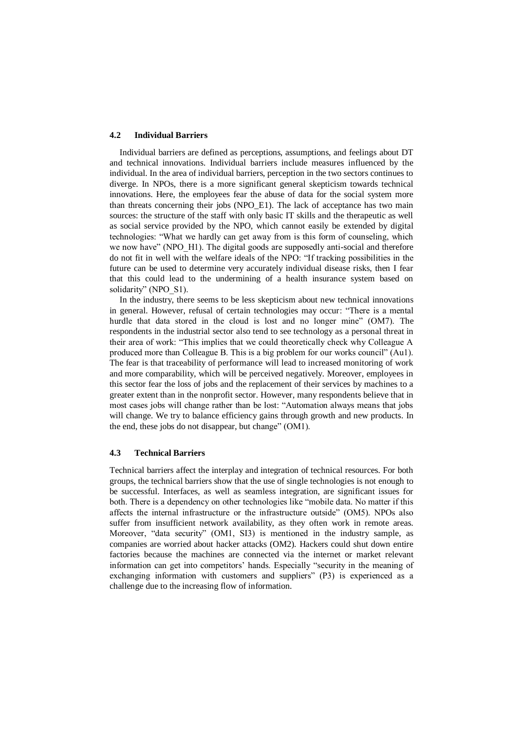### 4.2 Individual Barriers

Individual barriers are defined as perceptions, assumptions, and feelings about DT and technical innovations. Individual barriers include measures influenced by the individual. In the area of individual barriers, perception in the two sectors continues to diverge. In NPOs, there is a more significant general skepticism towards technical innovations. Here, the employees fear the abuse of data for the social system more than threats concerning their jobs (NPO_E1). The lack of acceptance has two main sources: the structure of the staff with only basic IT skills and the therapeutic as well as social service provided by the NPO, which cannot easily be extended by digital technologies: "What we hardly can get away from is this form of counseling, which we now have" (NPO_H1). The digital goods are supposedly anti-social and therefore do not fit in well with the welfare ideals of the NPO: "If tracking possibilities in the future can be used to determine very accurately individual disease risks, then I fear that this could lead to the undermining of a health insurance system based on solidarity" (NPO_S1).

In the industry, there seems to be less skepticism about new technical innovations in general. However, refusal of certain technologies may occur: "There is a mental hurdle that data stored in the cloud is lost and no longer mine" (OM7). The respondents in the industrial sector also tend to see technology as a personal threat in their area of work: "This implies that we could theoretically check why Colleague A produced more than Colleague B. This is a big problem for our works council" (Au1). The fear is that traceability of performance will lead to increased monitoring of work and more comparability, which will be perceived negatively. Moreover, employees in this sector fear the loss of jobs and the replacement of their services by machines to a greater extent than in the nonprofit sector. However, many respondents believe that in most cases jobs will change rather than be lost: "Automation always means that jobs will change. We try to balance efficiency gains through growth and new products. In the end, these jobs do not disappear, but change" (OM1).

### 4.3 Technical Barriers

Technical barriers affect the interplay and integration of technical resources. For both groups, the technical barriers show that the use of single technologies is not enough to be successful. Interfaces, as well as seamless integration, are significant issues for both. There is a dependency on other technologies like "mobile data. No matter if this affects the internal infrastructure or the infrastructure outside" (OM5). NPOs also suffer from insufficient network availability, as they often work in remote areas. Moreover, "data security" (OM1, SI3) is mentioned in the industry sample, as companies are worried about hacker attacks (OM2). Hackers could shut down entire factories because the machines are connected via the internet or market relevant information can get into competitors' hands. Especially "security in the meaning of exchanging information with customers and suppliers" (P3) is experienced as a challenge due to the increasing flow of information.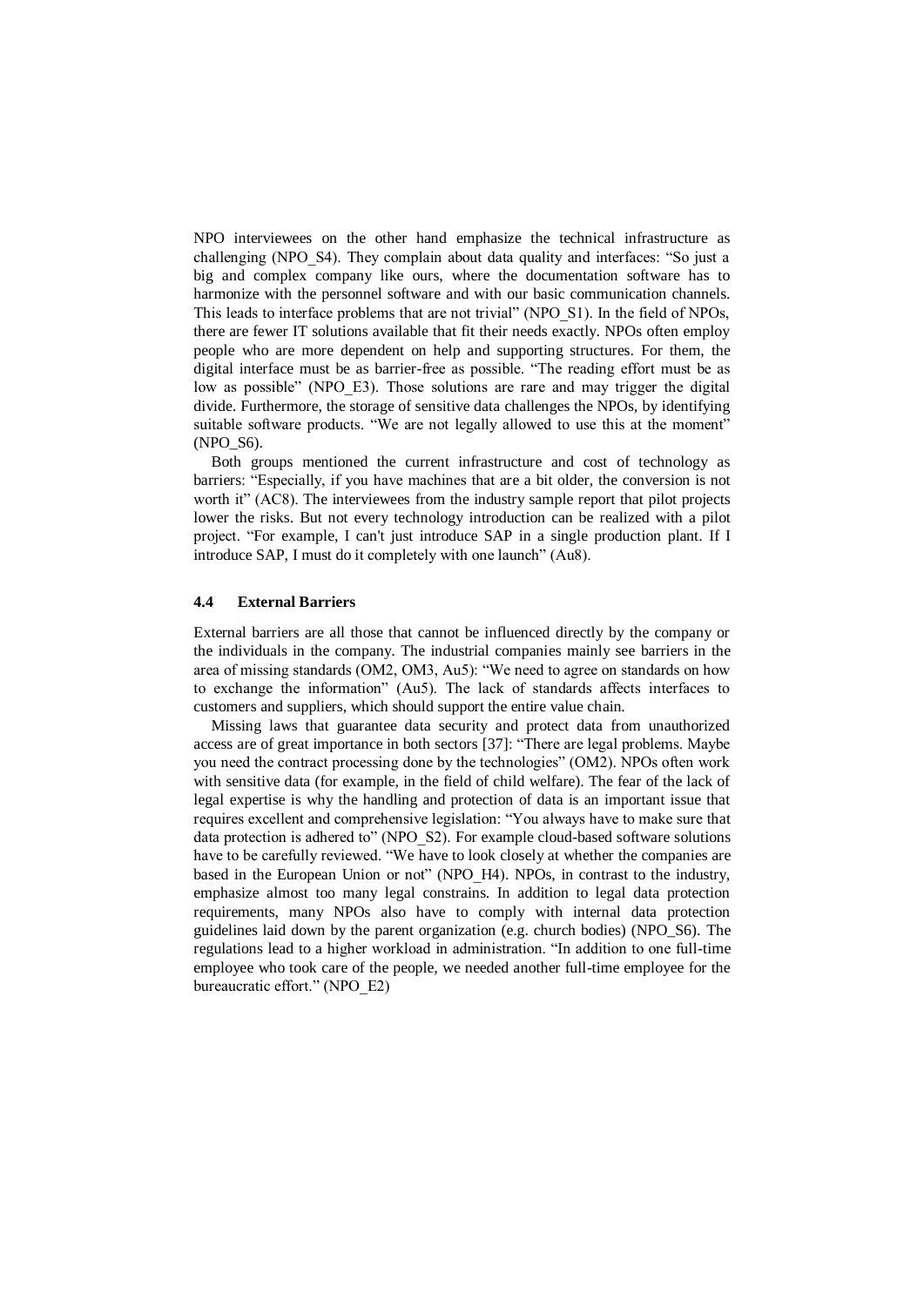NPO interviewees on the other hand emphasize the technical infrastructure as challenging (NPO_S4). They complain about data quality and interfaces: "So just a big and complex company like ours, where the documentation software has to harmonize with the personnel software and with our basic communication channels. This leads to interface problems that are not trivial" (NPO_S1). In the field of NPOs, there are fewer IT solutions available that fit their needs exactly. NPOs often employ people who are more dependent on help and supporting structures. For them, the digital interface must be as barrier-free as possible. "The reading effort must be as low as possible" (NPO_E3). Those solutions are rare and may trigger the digital divide. Furthermore, the storage of sensitive data challenges the NPOs, by identifying suitable software products. "We are not legally allowed to use this at the moment" (NPO_S6).

Both groups mentioned the current infrastructure and cost of technology as barriers: "Especially, if you have machines that are a bit older, the conversion is not worth it" (AC8). The interviewees from the industry sample report that pilot projects lower the risks. But not every technology introduction can be realized with a pilot project. "For example, I can't just introduce SAP in a single production plant. If I introduce SAP, I must do it completely with one launch" (Au8).

### 4.4 External Barriers

External barriers are all those that cannot be influenced directly by the company or the individuals in the company. The industrial companies mainly see barriers in the area of missing standards (OM2, OM3, Au5): "We need to agree on standards on how to exchange the information" (Au5). The lack of standards affects interfaces to customers and suppliers, which should support the entire value chain.

Missing laws that guarantee data security and protect data from unauthorized access are of great importance in both sectors [37]: "There are legal problems. Maybe you need the contract processing done by the technologies" (OM2). NPOs often work with sensitive data (for example, in the field of child welfare). The fear of the lack of legal expertise is why the handling and protection of data is an important issue that requires excellent and comprehensive legislation: "You always have to make sure that data protection is adhered to" (NPO_S2). For example cloud-based software solutions have to be carefully reviewed. "We have to look closely at whether the companies are based in the European Union or not" (NPO_H4). NPOs, in contrast to the industry, emphasize almost too many legal constrains. In addition to legal data protection requirements, many NPOs also have to comply with internal data protection guidelines laid down by the parent organization (e.g. church bodies) (NPO_S6). The regulations lead to a higher workload in administration. "In addition to one full-time employee who took care of the people, we needed another full-time employee for the bureaucratic effort." (NPO_E2)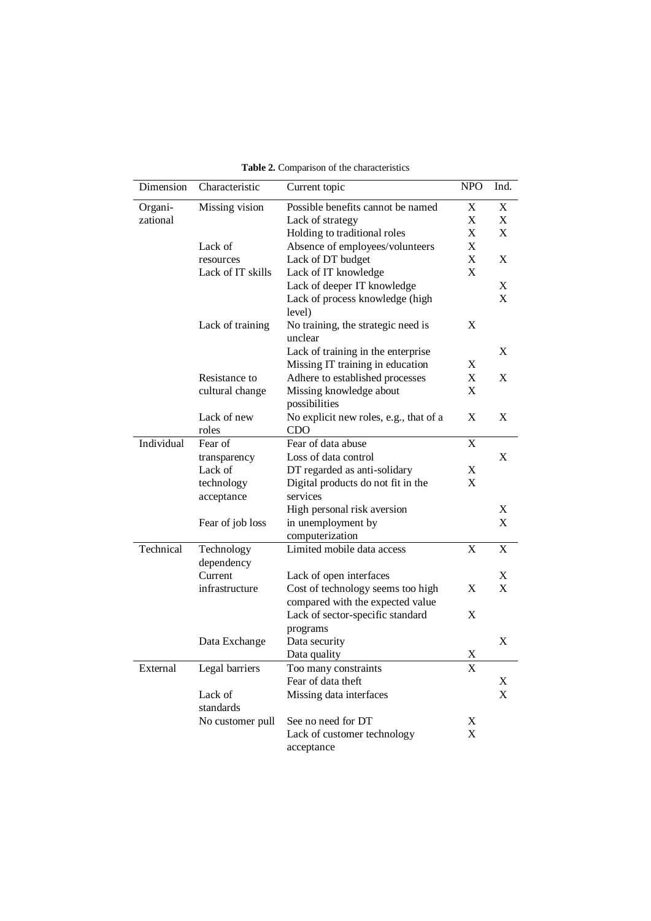**Table 2.** Comparison of the characteristics

| Dimension | Characteristic | Current topic | NPO | Ind. |
|---|---|---|---|---|
| Organi-zational | Missing vision | Possible benefits cannot be named | X | X |
| | | Lack of strategy | X | X |
| | | Holding to traditional roles | X | X |
| | Lack of resources | Absence of employees/volunteers | X | |
| | | Lack of DT budget | X | X |
| | Lack of IT skills | Lack of IT knowledge | X | |
| | | Lack of deeper IT knowledge | | X |
| | | Lack of process knowledge (high level) | | X |
| | Lack of training | No training, the strategic need is unclear | X | |
| | | Lack of training in the enterprise | | X |
| | | Missing IT training in education | X | |
| | Resistance to cultural change | Adhere to established processes | X | X |
| | | Missing knowledge about possibilities | X | |
| | Lack of new roles | No explicit new roles, e.g., that of a CDO | X | X |
| Individual | Fear of transparency | Fear of data abuse | X | |
| | | Loss of data control | | X |
| | Lack of technology acceptance | DT regarded as anti-solidary | X | |
| | | Digital products do not fit in the services | X | |
| | | High personal risk aversion | | X |
| | Fear of job loss | in unemployment by computerization | | X |
| Technical | Technology dependency | Limited mobile data access | X | X |
| | Current infrastructure | Lack of open interfaces | | X |
| | | Cost of technology seems too high compared with the expected value | X | X |
| | | Lack of sector-specific standard programs | X | |
| | Data Exchange | Data security | | X |
| | | Data quality | X | |
| External | Legal barriers | Too many constraints | X | |
| | | Fear of data theft | | X |
| | Lack of standards | Missing data interfaces | | X |
| | No customer pull | See no need for DT | X | |
| | | Lack of customer technology acceptance | X | |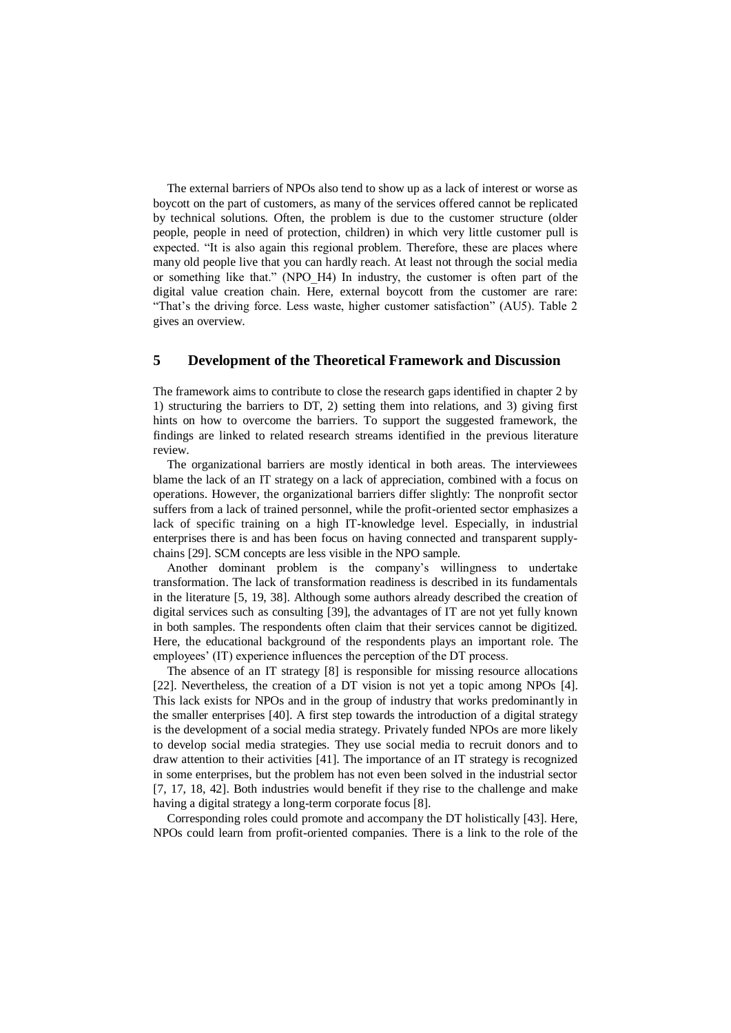The external barriers of NPOs also tend to show up as a lack of interest or worse as boycott on the part of customers, as many of the services offered cannot be replicated by technical solutions. Often, the problem is due to the customer structure (older people, people in need of protection, children) in which very little customer pull is expected. "It is also again this regional problem. Therefore, these are places where many old people live that you can hardly reach. At least not through the social media or something like that." (NPO_H4) In industry, the customer is often part of the digital value creation chain. Here, external boycott from the customer are rare: "That's the driving force. Less waste, higher customer satisfaction" (AU5). Table 2 gives an overview.

## 5 Development of the Theoretical Framework and Discussion

The framework aims to contribute to close the research gaps identified in chapter 2 by 1) structuring the barriers to DT, 2) setting them into relations, and 3) giving first hints on how to overcome the barriers. To support the suggested framework, the findings are linked to related research streams identified in the previous literature review.

The organizational barriers are mostly identical in both areas. The interviewees blame the lack of an IT strategy on a lack of appreciation, combined with a focus on operations. However, the organizational barriers differ slightly: The nonprofit sector suffers from a lack of trained personnel, while the profit-oriented sector emphasizes a lack of specific training on a high IT-knowledge level. Especially, in industrial enterprises there is and has been focus on having connected and transparent supply-chains [29]. SCM concepts are less visible in the NPO sample.

Another dominant problem is the company's willingness to undertake transformation. The lack of transformation readiness is described in its fundamentals in the literature [5, 19, 38]. Although some authors already described the creation of digital services such as consulting [39], the advantages of IT are not yet fully known in both samples. The respondents often claim that their services cannot be digitized. Here, the educational background of the respondents plays an important role. The employees' (IT) experience influences the perception of the DT process.

The absence of an IT strategy [8] is responsible for missing resource allocations [22]. Nevertheless, the creation of a DT vision is not yet a topic among NPOs [4]. This lack exists for NPOs and in the group of industry that works predominantly in the smaller enterprises [40]. A first step towards the introduction of a digital strategy is the development of a social media strategy. Privately funded NPOs are more likely to develop social media strategies. They use social media to recruit donors and to draw attention to their activities [41]. The importance of an IT strategy is recognized in some enterprises, but the problem has not even been solved in the industrial sector [7, 17, 18, 42]. Both industries would benefit if they rise to the challenge and make having a digital strategy a long-term corporate focus [8].

Corresponding roles could promote and accompany the DT holistically [43]. Here, NPOs could learn from profit-oriented companies. There is a link to the role of the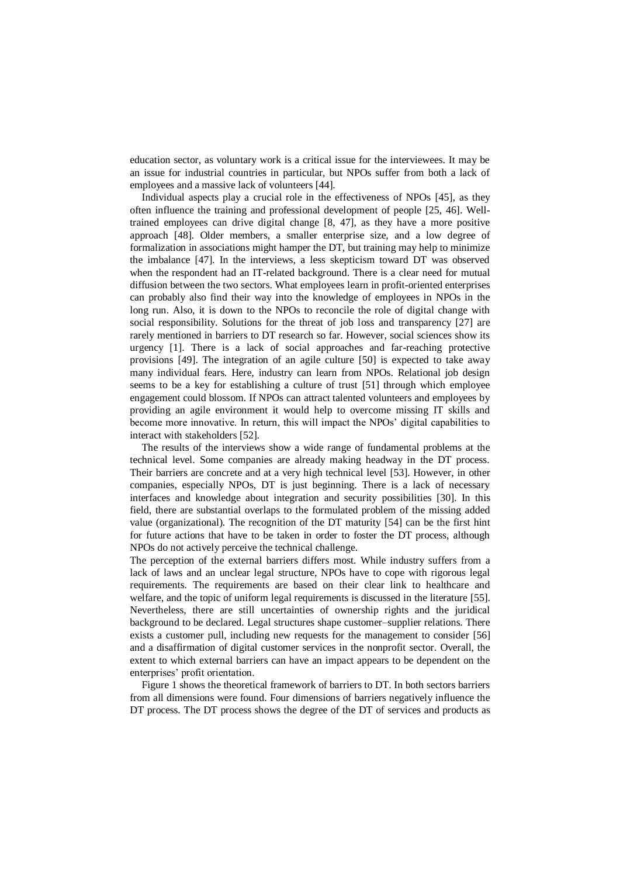education sector, as voluntary work is a critical issue for the interviewees. It may be an issue for industrial countries in particular, but NPOs suffer from both a lack of employees and a massive lack of volunteers [44].

Individual aspects play a crucial role in the effectiveness of NPOs [45], as they often influence the training and professional development of people [25, 46]. Well-trained employees can drive digital change [8, 47], as they have a more positive approach [48]. Older members, a smaller enterprise size, and a low degree of formalization in associations might hamper the DT, but training may help to minimize the imbalance [47]. In the interviews, a less skepticism toward DT was observed when the respondent had an IT-related background. There is a clear need for mutual diffusion between the two sectors. What employees learn in profit-oriented enterprises can probably also find their way into the knowledge of employees in NPOs in the long run. Also, it is down to the NPOs to reconcile the role of digital change with social responsibility. Solutions for the threat of job loss and transparency [27] are rarely mentioned in barriers to DT research so far. However, social sciences show its urgency [1]. There is a lack of social approaches and far-reaching protective provisions [49]. The integration of an agile culture [50] is expected to take away many individual fears. Here, industry can learn from NPOs. Relational job design seems to be a key for establishing a culture of trust [51] through which employee engagement could blossom. If NPOs can attract talented volunteers and employees by providing an agile environment it would help to overcome missing IT skills and become more innovative. In return, this will impact the NPOs' digital capabilities to interact with stakeholders [52].

The results of the interviews show a wide range of fundamental problems at the technical level. Some companies are already making headway in the DT process. Their barriers are concrete and at a very high technical level [53]. However, in other companies, especially NPOs, DT is just beginning. There is a lack of necessary interfaces and knowledge about integration and security possibilities [30]. In this field, there are substantial overlaps to the formulated problem of the missing added value (organizational). The recognition of the DT maturity [54] can be the first hint for future actions that have to be taken in order to foster the DT process, although NPOs do not actively perceive the technical challenge.

The perception of the external barriers differs most. While industry suffers from a lack of laws and an unclear legal structure, NPOs have to cope with rigorous legal requirements. The requirements are based on their clear link to healthcare and welfare, and the topic of uniform legal requirements is discussed in the literature [55]. Nevertheless, there are still uncertainties of ownership rights and the juridical background to be declared. Legal structures shape customer–supplier relations. There exists a customer pull, including new requests for the management to consider [56] and a disaffirmation of digital customer services in the nonprofit sector. Overall, the extent to which external barriers can have an impact appears to be dependent on the enterprises' profit orientation.

Figure 1 shows the theoretical framework of barriers to DT. In both sectors barriers from all dimensions were found. Four dimensions of barriers negatively influence the DT process. The DT process shows the degree of the DT of services and products as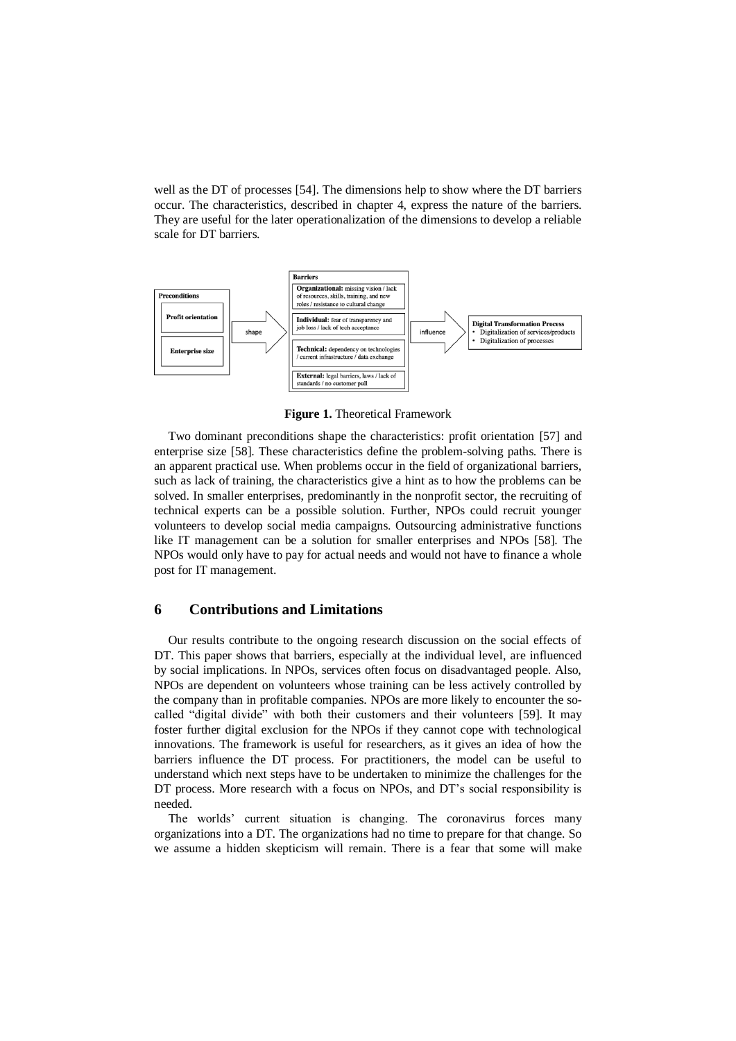well as the DT of processes [54]. The dimensions help to show where the DT barriers occur. The characteristics, described in chapter 4, express the nature of the barriers. They are useful for the later operationalization of the dimensions to develop a reliable scale for DT barriers.

**Preconditions**

- Profit orientation
- Enterprise size

shape

**Barriers**

- **Organizational:** missing vision / lack of resources, skills, training, and new roles / resistance to cultural change
- **Individual:** fear of transparency and job loss / lack of tech acceptance
- **Technical:** dependency on technologies / current infrastructure / data exchange
- **External:** legal barriers, laws / lack of standards / no customer pull

influence

**Digital Transformation Process**

- Digitalization of services/products
- Digitalization of processes

**Figure 1.** Theoretical Framework

Two dominant preconditions shape the characteristics: profit orientation [57] and enterprise size [58]. These characteristics define the problem-solving paths. There is an apparent practical use. When problems occur in the field of organizational barriers, such as lack of training, the characteristics give a hint as to how the problems can be solved. In smaller enterprises, predominantly in the nonprofit sector, the recruiting of technical experts can be a possible solution. Further, NPOs could recruit younger volunteers to develop social media campaigns. Outsourcing administrative functions like IT management can be a solution for smaller enterprises and NPOs [58]. The NPOs would only have to pay for actual needs and would not have to finance a whole post for IT management.

# 6 Contributions and Limitations

Our results contribute to the ongoing research discussion on the social effects of DT. This paper shows that barriers, especially at the individual level, are influenced by social implications. In NPOs, services often focus on disadvantaged people. Also, NPOs are dependent on volunteers whose training can be less actively controlled by the company than in profitable companies. NPOs are more likely to encounter the so-called "digital divide" with both their customers and their volunteers [59]. It may foster further digital exclusion for the NPOs if they cannot cope with technological innovations. The framework is useful for researchers, as it gives an idea of how the barriers influence the DT process. For practitioners, the model can be useful to understand which next steps have to be undertaken to minimize the challenges for the DT process. More research with a focus on NPOs, and DT's social responsibility is needed.

The worlds' current situation is changing. The coronavirus forces many organizations into a DT. The organizations had no time to prepare for that change. So we assume a hidden skepticism will remain. There is a fear that some will make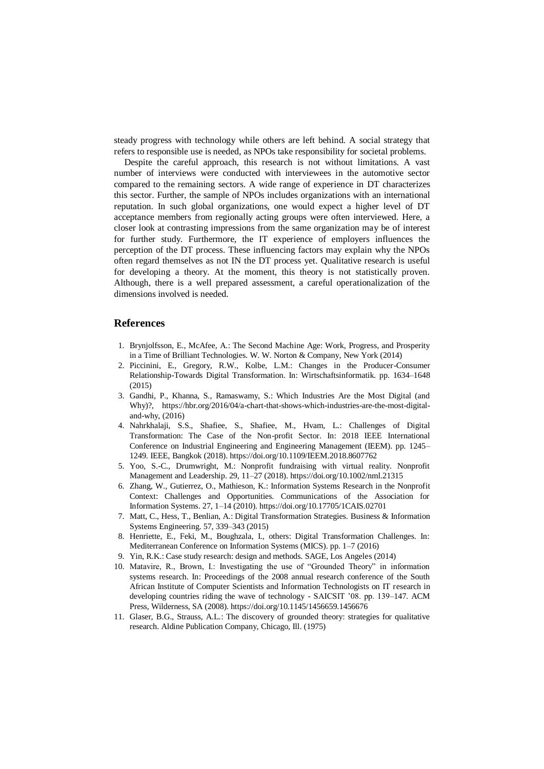steady progress with technology while others are left behind. A social strategy that refers to responsible use is needed, as NPOs take responsibility for societal problems.

Despite the careful approach, this research is not without limitations. A vast number of interviews were conducted with interviewees in the automotive sector compared to the remaining sectors. A wide range of experience in DT characterizes this sector. Further, the sample of NPOs includes organizations with an international reputation. In such global organizations, one would expect a higher level of DT acceptance members from regionally acting groups were often interviewed. Here, a closer look at contrasting impressions from the same organization may be of interest for further study. Furthermore, the IT experience of employers influences the perception of the DT process. These influencing factors may explain why the NPOs often regard themselves as not IN the DT process yet. Qualitative research is useful for developing a theory. At the moment, this theory is not statistically proven. Although, there is a well prepared assessment, a careful operationalization of the dimensions involved is needed.

## References

1. Brynjolfsson, E., McAfee, A.: The Second Machine Age: Work, Progress, and Prosperity in a Time of Brilliant Technologies. W. W. Norton & Company, New York (2014)
2. Piccinini, E., Gregory, R.W., Kolbe, L.M.: Changes in the Producer-Consumer Relationship-Towards Digital Transformation. In: Wirtschaftsinformatik. pp. 1634–1648 (2015)
3. Gandhi, P., Khanna, S., Ramaswamy, S.: Which Industries Are the Most Digital (and Why)?, https://hbr.org/2016/04/a-chart-that-shows-which-industries-are-the-most-digital-and-why, (2016)
4. Nahrkhalaji, S.S., Shafiee, S., Shafiee, M., Hvam, L.: Challenges of Digital Transformation: The Case of the Non-profit Sector. In: 2018 IEEE International Conference on Industrial Engineering and Engineering Management (IEEM). pp. 1245–1249. IEEE, Bangkok (2018). https://doi.org/10.1109/IEEM.2018.8607762
5. Yoo, S.-C., Drumwright, M.: Nonprofit fundraising with virtual reality. Nonprofit Management and Leadership. 29, 11–27 (2018). https://doi.org/10.1002/nml.21315
6. Zhang, W., Gutierrez, O., Mathieson, K.: Information Systems Research in the Nonprofit Context: Challenges and Opportunities. Communications of the Association for Information Systems. 27, 1–14 (2010). https://doi.org/10.17705/1CAIS.02701
7. Matt, C., Hess, T., Benlian, A.: Digital Transformation Strategies. Business & Information Systems Engineering. 57, 339–343 (2015)
8. Henriette, E., Feki, M., Boughzala, I., others: Digital Transformation Challenges. In: Mediterranean Conference on Information Systems (MICS). pp. 1–7 (2016)
9. Yin, R.K.: Case study research: design and methods. SAGE, Los Angeles (2014)
10. Matavire, R., Brown, I.: Investigating the use of "Grounded Theory" in information systems research. In: Proceedings of the 2008 annual research conference of the South African Institute of Computer Scientists and Information Technologists on IT research in developing countries riding the wave of technology - SAICSIT '08. pp. 139–147. ACM Press, Wilderness, SA (2008). https://doi.org/10.1145/1456659.1456676
11. Glaser, B.G., Strauss, A.L.: The discovery of grounded theory: strategies for qualitative research. Aldine Publication Company, Chicago, Ill. (1975)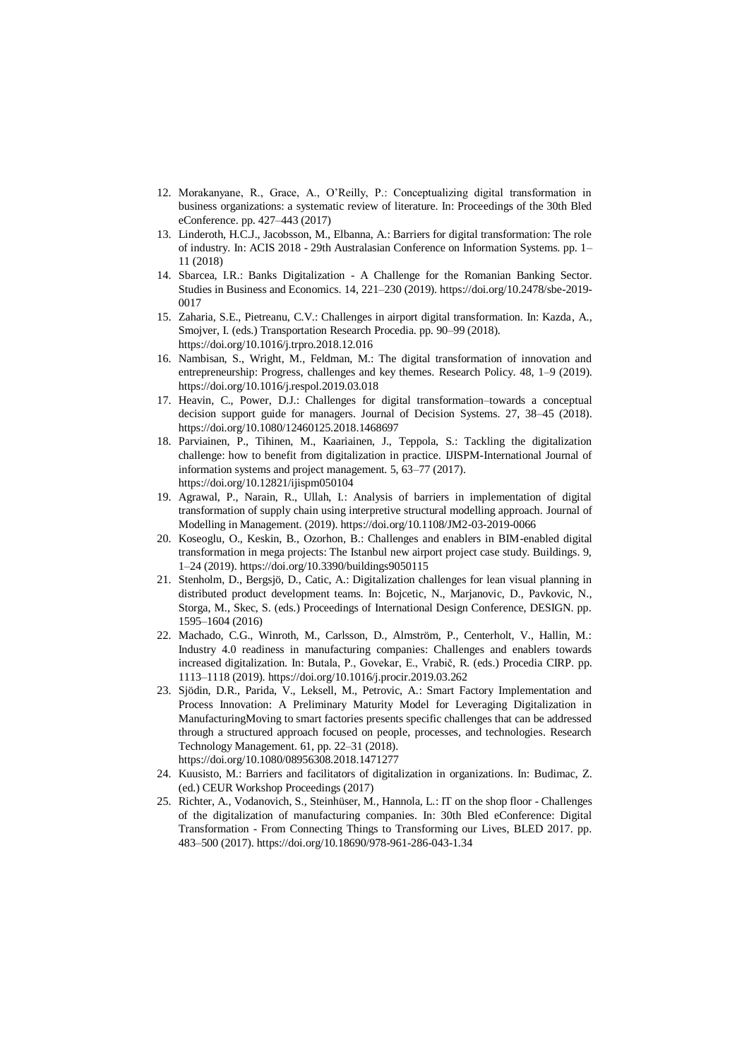12. Morakanyane, R., Grace, A., O'Reilly, P.: Conceptualizing digital transformation in business organizations: a systematic review of literature. In: Proceedings of the 30th Bled eConference. pp. 427–443 (2017)
13. Linderoth, H.C.J., Jacobsson, M., Elbanna, A.: Barriers for digital transformation: The role of industry. In: ACIS 2018 - 29th Australasian Conference on Information Systems. pp. 1–11 (2018)
14. Sbarcea, I.R.: Banks Digitalization - A Challenge for the Romanian Banking Sector. Studies in Business and Economics. 14, 221–230 (2019). https://doi.org/10.2478/sbe-2019-0017
15. Zaharia, S.E., Pietreanu, C.V.: Challenges in airport digital transformation. In: Kazda, A., Smojver, I. (eds.) Transportation Research Procedia. pp. 90–99 (2018). https://doi.org/10.1016/j.trpro.2018.12.016
16. Nambisan, S., Wright, M., Feldman, M.: The digital transformation of innovation and entrepreneurship: Progress, challenges and key themes. Research Policy. 48, 1–9 (2019). https://doi.org/10.1016/j.respol.2019.03.018
17. Heavin, C., Power, D.J.: Challenges for digital transformation–towards a conceptual decision support guide for managers. Journal of Decision Systems. 27, 38–45 (2018). https://doi.org/10.1080/12460125.2018.1468697
18. Parviainen, P., Tihinen, M., Kaariainen, J., Teppola, S.: Tackling the digitalization challenge: how to benefit from digitalization in practice. IJISPM-International Journal of information systems and project management. 5, 63–77 (2017). https://doi.org/10.12821/ijispm050104
19. Agrawal, P., Narain, R., Ullah, I.: Analysis of barriers in implementation of digital transformation of supply chain using interpretive structural modelling approach. Journal of Modelling in Management. (2019). https://doi.org/10.1108/JM2-03-2019-0066
20. Koseoglu, O., Keskin, B., Ozorhon, B.: Challenges and enablers in BIM-enabled digital transformation in mega projects: The Istanbul new airport project case study. Buildings. 9, 1–24 (2019). https://doi.org/10.3390/buildings9050115
21. Stenholm, D., Bergsjö, D., Catic, A.: Digitalization challenges for lean visual planning in distributed product development teams. In: Bojcetic, N., Marjanovic, D., Pavkovic, N., Storga, M., Skec, S. (eds.) Proceedings of International Design Conference, DESIGN. pp. 1595–1604 (2016)
22. Machado, C.G., Winroth, M., Carlsson, D., Almström, P., Centerholt, V., Hallin, M.: Industry 4.0 readiness in manufacturing companies: Challenges and enablers towards increased digitalization. In: Butala, P., Govekar, E., Vrabič, R. (eds.) Procedia CIRP. pp. 1113–1118 (2019). https://doi.org/10.1016/j.procir.2019.03.262
23. Sjödin, D.R., Parida, V., Leksell, M., Petrovic, A.: Smart Factory Implementation and Process Innovation: A Preliminary Maturity Model for Leveraging Digitalization in ManufacturingMoving to smart factories presents specific challenges that can be addressed through a structured approach focused on people, processes, and technologies. Research Technology Management. 61, pp. 22–31 (2018). https://doi.org/10.1080/08956308.2018.1471277
24. Kuusisto, M.: Barriers and facilitators of digitalization in organizations. In: Budimac, Z. (ed.) CEUR Workshop Proceedings (2017)
25. Richter, A., Vodanovich, S., Steinhüser, M., Hannola, L.: IT on the shop floor - Challenges of the digitalization of manufacturing companies. In: 30th Bled eConference: Digital Transformation - From Connecting Things to Transforming our Lives, BLED 2017. pp. 483–500 (2017). https://doi.org/10.18690/978-961-286-043-1.34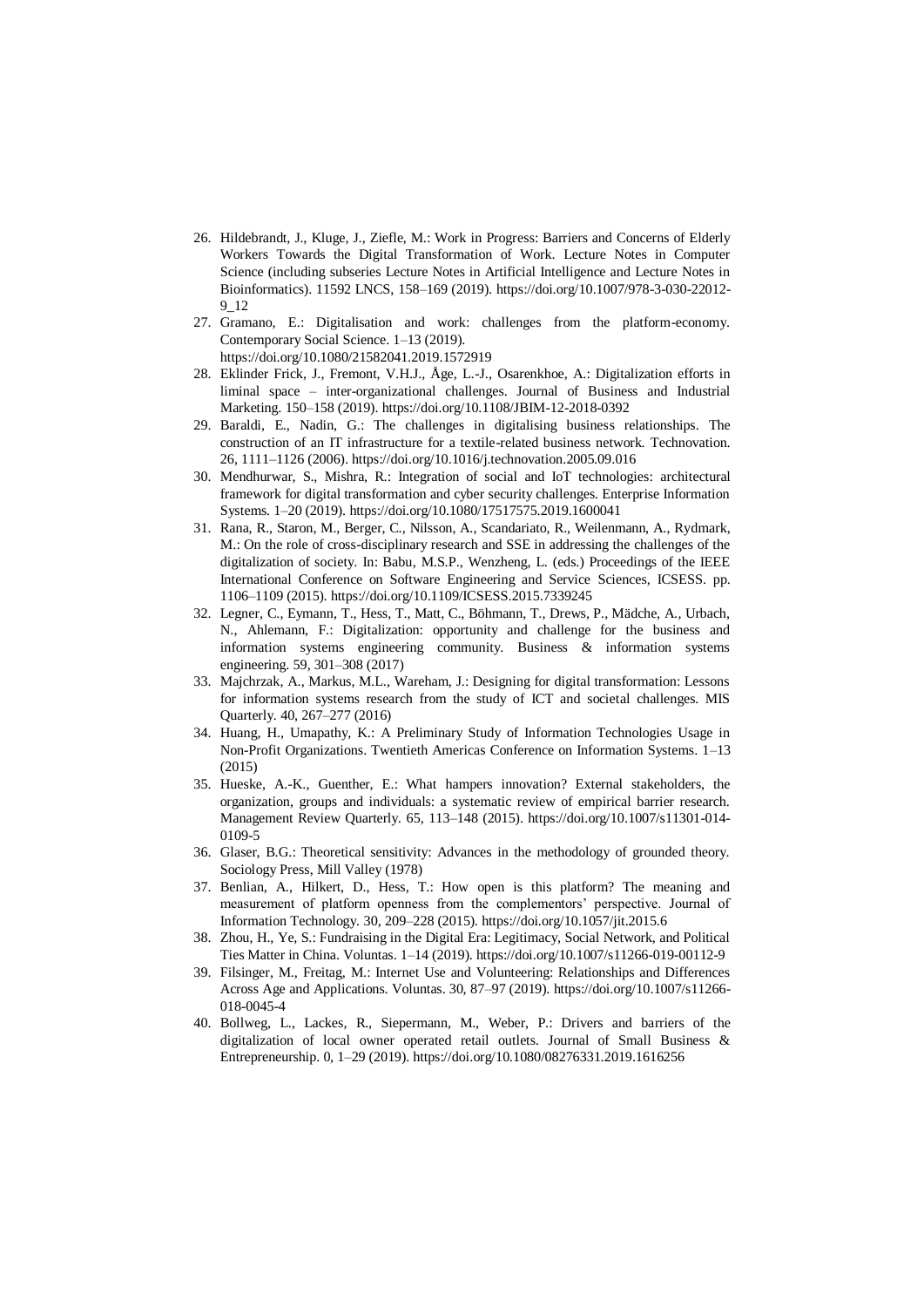26. Hildebrandt, J., Kluge, J., Ziefle, M.: Work in Progress: Barriers and Concerns of Elderly Workers Towards the Digital Transformation of Work. Lecture Notes in Computer Science (including subseries Lecture Notes in Artificial Intelligence and Lecture Notes in Bioinformatics). 11592 LNCS, 158–169 (2019). https://doi.org/10.1007/978-3-030-22012-9_12
27. Gramano, E.: Digitalisation and work: challenges from the platform-economy. Contemporary Social Science. 1–13 (2019). https://doi.org/10.1080/21582041.2019.1572919
28. Eklinder Frick, J., Fremont, V.H.J., Åge, L.-J., Osarenkhoe, A.: Digitalization efforts in liminal space – inter-organizational challenges. Journal of Business and Industrial Marketing. 150–158 (2019). https://doi.org/10.1108/JBIM-12-2018-0392
29. Baraldi, E., Nadin, G.: The challenges in digitalising business relationships. The construction of an IT infrastructure for a textile-related business network. Technovation. 26, 1111–1126 (2006). https://doi.org/10.1016/j.technovation.2005.09.016
30. Mendhurwar, S., Mishra, R.: Integration of social and IoT technologies: architectural framework for digital transformation and cyber security challenges. Enterprise Information Systems. 1–20 (2019). https://doi.org/10.1080/17517575.2019.1600041
31. Rana, R., Staron, M., Berger, C., Nilsson, A., Scandariato, R., Weilenmann, A., Rydmark, M.: On the role of cross-disciplinary research and SSE in addressing the challenges of the digitalization of society. In: Babu, M.S.P., Wenzheng, L. (eds.) Proceedings of the IEEE International Conference on Software Engineering and Service Sciences, ICSESS. pp. 1106–1109 (2015). https://doi.org/10.1109/ICSESS.2015.7339245
32. Legner, C., Eymann, T., Hess, T., Matt, C., Böhmann, T., Drews, P., Mädche, A., Urbach, N., Ahlemann, F.: Digitalization: opportunity and challenge for the business and information systems engineering community. Business & information systems engineering. 59, 301–308 (2017)
33. Majchrzak, A., Markus, M.L., Wareham, J.: Designing for digital transformation: Lessons for information systems research from the study of ICT and societal challenges. MIS Quarterly. 40, 267–277 (2016)
34. Huang, H., Umapathy, K.: A Preliminary Study of Information Technologies Usage in Non-Profit Organizations. Twentieth Americas Conference on Information Systems. 1–13 (2015)
35. Hueske, A.-K., Guenther, E.: What hampers innovation? External stakeholders, the organization, groups and individuals: a systematic review of empirical barrier research. Management Review Quarterly. 65, 113–148 (2015). https://doi.org/10.1007/s11301-014-0109-5
36. Glaser, B.G.: Theoretical sensitivity: Advances in the methodology of grounded theory. Sociology Press, Mill Valley (1978)
37. Benlian, A., Hilkert, D., Hess, T.: How open is this platform? The meaning and measurement of platform openness from the complementors' perspective. Journal of Information Technology. 30, 209–228 (2015). https://doi.org/10.1057/jit.2015.6
38. Zhou, H., Ye, S.: Fundraising in the Digital Era: Legitimacy, Social Network, and Political Ties Matter in China. Voluntas. 1–14 (2019). https://doi.org/10.1007/s11266-019-00112-9
39. Filsinger, M., Freitag, M.: Internet Use and Volunteering: Relationships and Differences Across Age and Applications. Voluntas. 30, 87–97 (2019). https://doi.org/10.1007/s11266-018-0045-4
40. Bollweg, L., Lackes, R., Siepermann, M., Weber, P.: Drivers and barriers of the digitalization of local owner operated retail outlets. Journal of Small Business & Entrepreneurship. 0, 1–29 (2019). https://doi.org/10.1080/08276331.2019.1616256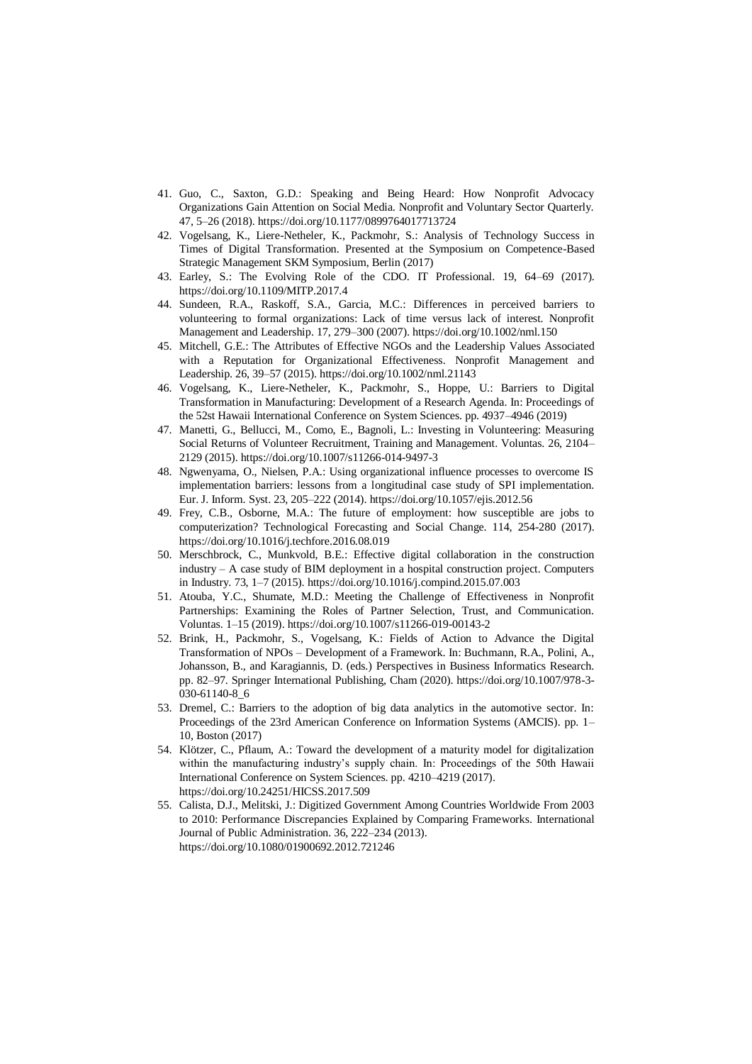41. Guo, C., Saxton, G.D.: Speaking and Being Heard: How Nonprofit Advocacy Organizations Gain Attention on Social Media. Nonprofit and Voluntary Sector Quarterly. 47, 5–26 (2018). https://doi.org/10.1177/0899764017713724
42. Vogelsang, K., Liere-Netheler, K., Packmohr, S.: Analysis of Technology Success in Times of Digital Transformation. Presented at the Symposium on Competence-Based Strategic Management SKM Symposium, Berlin (2017)
43. Earley, S.: The Evolving Role of the CDO. IT Professional. 19, 64–69 (2017). https://doi.org/10.1109/MITP.2017.4
44. Sundeen, R.A., Raskoff, S.A., Garcia, M.C.: Differences in perceived barriers to volunteering to formal organizations: Lack of time versus lack of interest. Nonprofit Management and Leadership. 17, 279–300 (2007). https://doi.org/10.1002/nml.150
45. Mitchell, G.E.: The Attributes of Effective NGOs and the Leadership Values Associated with a Reputation for Organizational Effectiveness. Nonprofit Management and Leadership. 26, 39–57 (2015). https://doi.org/10.1002/nml.21143
46. Vogelsang, K., Liere-Netheler, K., Packmohr, S., Hoppe, U.: Barriers to Digital Transformation in Manufacturing: Development of a Research Agenda. In: Proceedings of the 52st Hawaii International Conference on System Sciences. pp. 4937–4946 (2019)
47. Manetti, G., Bellucci, M., Como, E., Bagnoli, L.: Investing in Volunteering: Measuring Social Returns of Volunteer Recruitment, Training and Management. Voluntas. 26, 2104–2129 (2015). https://doi.org/10.1007/s11266-014-9497-3
48. Ngwenyama, O., Nielsen, P.A.: Using organizational influence processes to overcome IS implementation barriers: lessons from a longitudinal case study of SPI implementation. Eur. J. Inform. Syst. 23, 205–222 (2014). https://doi.org/10.1057/ejis.2012.56
49. Frey, C.B., Osborne, M.A.: The future of employment: how susceptible are jobs to computerization? Technological Forecasting and Social Change. 114, 254-280 (2017). https://doi.org/10.1016/j.techfore.2016.08.019
50. Merschbrock, C., Munkvold, B.E.: Effective digital collaboration in the construction industry – A case study of BIM deployment in a hospital construction project. Computers in Industry. 73, 1–7 (2015). https://doi.org/10.1016/j.compind.2015.07.003
51. Atouba, Y.C., Shumate, M.D.: Meeting the Challenge of Effectiveness in Nonprofit Partnerships: Examining the Roles of Partner Selection, Trust, and Communication. Voluntas. 1–15 (2019). https://doi.org/10.1007/s11266-019-00143-2
52. Brink, H., Packmohr, S., Vogelsang, K.: Fields of Action to Advance the Digital Transformation of NPOs – Development of a Framework. In: Buchmann, R.A., Polini, A., Johansson, B., and Karagiannis, D. (eds.) Perspectives in Business Informatics Research. pp. 82–97. Springer International Publishing, Cham (2020). https://doi.org/10.1007/978-3-030-61140-8_6
53. Dremel, C.: Barriers to the adoption of big data analytics in the automotive sector. In: Proceedings of the 23rd American Conference on Information Systems (AMCIS). pp. 1–10, Boston (2017)
54. Klötzer, C., Pflaum, A.: Toward the development of a maturity model for digitalization within the manufacturing industry's supply chain. In: Proceedings of the 50th Hawaii International Conference on System Sciences. pp. 4210–4219 (2017). https://doi.org/10.24251/HICSS.2017.509
55. Calista, D.J., Melitski, J.: Digitized Government Among Countries Worldwide From 2003 to 2010: Performance Discrepancies Explained by Comparing Frameworks. International Journal of Public Administration. 36, 222–234 (2013). https://doi.org/10.1080/01900692.2012.721246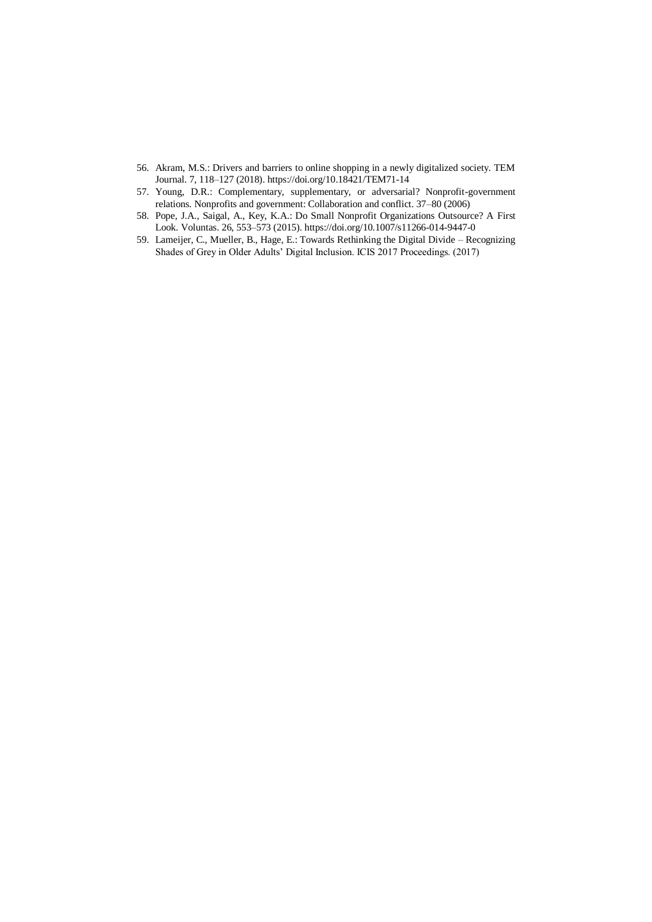56. Akram, M.S.: Drivers and barriers to online shopping in a newly digitalized society. TEM Journal. 7, 118–127 (2018). https://doi.org/10.18421/TEM71-14
57. Young, D.R.: Complementary, supplementary, or adversarial? Nonprofit-government relations. Nonprofits and government: Collaboration and conflict. 37–80 (2006)
58. Pope, J.A., Saigal, A., Key, K.A.: Do Small Nonprofit Organizations Outsource? A First Look. Voluntas. 26, 553–573 (2015). https://doi.org/10.1007/s11266-014-9447-0
59. Lameijer, C., Mueller, B., Hage, E.: Towards Rethinking the Digital Divide – Recognizing Shades of Grey in Older Adults' Digital Inclusion. ICIS 2017 Proceedings. (2017)